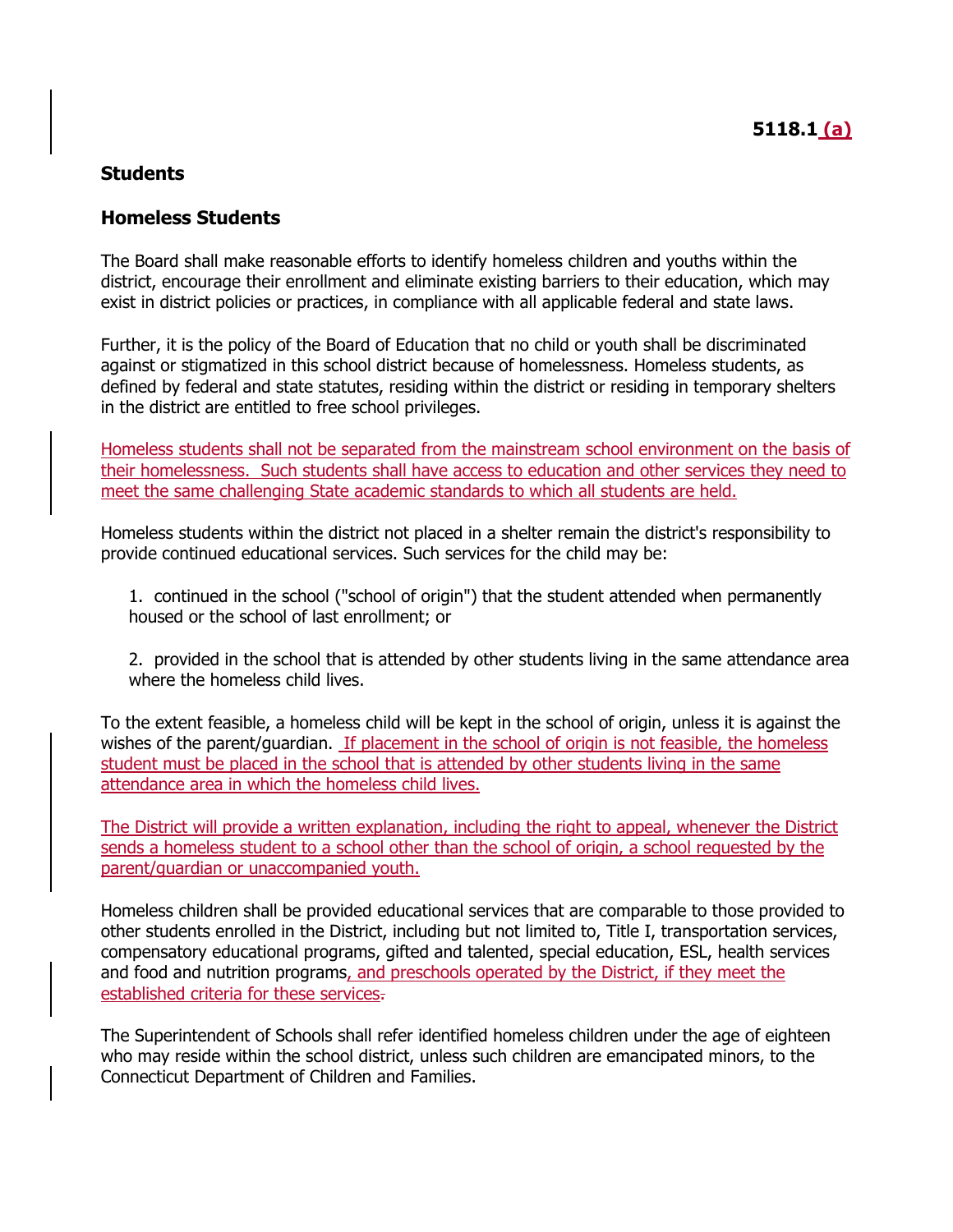**5118.1 (a)**

## Students

## Homeless Students

The Board shall make reasonable efforts to identify homeless children and youths within the district, encourage their enrollment and eliminate existing barriers to their education, which may exist in district policies or practices, in compliance with all applicable federal and state laws.

Further, it is the policy of the Board of Education that no child or youth shall be discriminated against or stigmatized in this school district because of homelessness. Homeless students, as defined by federal and state statutes, residing within the district or residing in temporary shelters in the district are entitled to free school privileges.

Homeless students shall not be separated from the mainstream school environment on the basis of their homelessness. Such students shall have access to education and other services they need to meet the same challenging State academic standards to which all students are held.

Homeless students within the district not placed in a shelter remain the district's responsibility to provide continued educational services. Such services for the child may be:

1. continued in the school ("school of origin") that the student attended when permanently housed or the school of last enrollment; or

2. provided in the school that is attended by other students living in the same attendance area where the homeless child lives.

To the extent feasible, a homeless child will be kept in the school of origin, unless it is against the wishes of the parent/guardian. If placement in the school of origin is not feasible, the homeless student must be placed in the school that is attended by other students living in the same attendance area in which the homeless child lives.

The District will provide a written explanation, including the right to appeal, whenever the District sends a homeless student to a school other than the school of origin, a school requested by the parent/guardian or unaccompanied youth.

Homeless children shall be provided educational services that are comparable to those provided to other students enrolled in the District, including but not limited to, Title I, transportation services, compensatory educational programs, gifted and talented, special education, ESL, health services and food and nutrition programs, and preschools operated by the District, if they meet the established criteria for these services.

The Superintendent of Schools shall refer identified homeless children under the age of eighteen who may reside within the school district, unless such children are emancipated minors, to the Connecticut Department of Children and Families.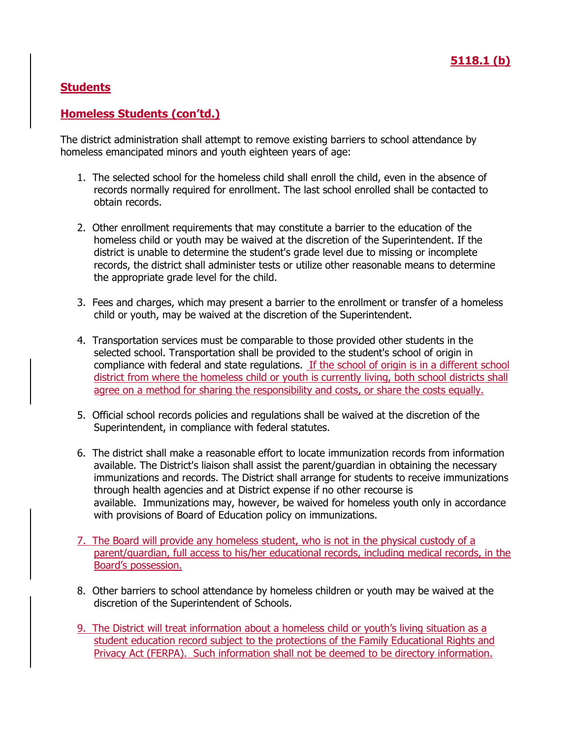**5118.1 (b)**

## Students

## Homeless Students (con'td.)

The district administration shall attempt to remove existing barriers to school attendance by homeless emancipated minors and youth eighteen years of age:

1. The selected school for the homeless child shall enroll the child, even in the absence of records normally required for enrollment. The last school enrolled shall be contacted to obtain records.

2. Other enrollment requirements that may constitute a barrier to the education of the homeless child or youth may be waived at the discretion of the Superintendent. If the district is unable to determine the student's grade level due to missing or incomplete records, the district shall administer tests or utilize other reasonable means to determine the appropriate grade level for the child.

3. Fees and charges, which may present a barrier to the enrollment or transfer of a homeless child or youth, may be waived at the discretion of the Superintendent.

4. Transportation services must be comparable to those provided other students in the selected school. Transportation shall be provided to the student's school of origin in compliance with federal and state regulations. If the school of origin is in a different school district from where the homeless child or youth is currently living, both school districts shall agree on a method for sharing the responsibility and costs, or share the costs equally.

5. Official school records policies and regulations shall be waived at the discretion of the Superintendent, in compliance with federal statutes.

6. The district shall make a reasonable effort to locate immunization records from information available. The District's liaison shall assist the parent/guardian in obtaining the necessary immunizations and records. The District shall arrange for students to receive immunizations through health agencies and at District expense if no other recourse is available. Immunizations may, however, be waived for homeless youth only in accordance with provisions of Board of Education policy on immunizations.

7. The Board will provide any homeless student, who is not in the physical custody of a parent/guardian, full access to his/her educational records, including medical records, in the Board's possession.

8. Other barriers to school attendance by homeless children or youth may be waived at the discretion of the Superintendent of Schools.

9. The District will treat information about a homeless child or youth's living situation as a student education record subject to the protections of the Family Educational Rights and Privacy Act (FERPA). Such information shall not be deemed to be directory information.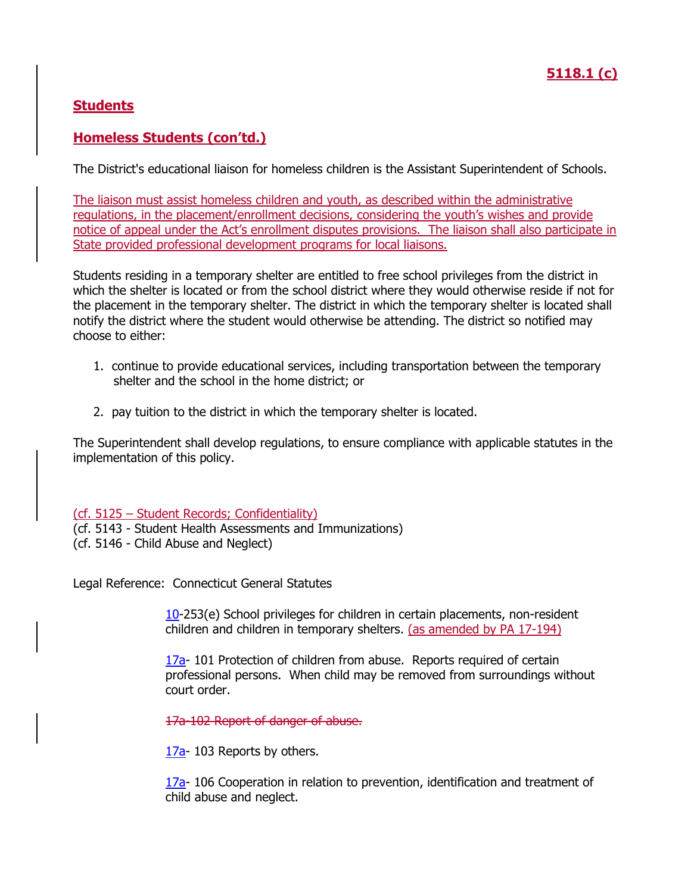**5118.1 (c)**

## Students

## Homeless Students (con'td.)

The District's educational liaison for homeless children is the Assistant Superintendent of Schools.

The liaison must assist homeless children and youth, as described within the administrative regulations, in the placement/enrollment decisions, considering the youth's wishes and provide notice of appeal under the Act's enrollment disputes provisions. The liaison shall also participate in State provided professional development programs for local liaisons.

Students residing in a temporary shelter are entitled to free school privileges from the district in which the shelter is located or from the school district where they would otherwise reside if not for the placement in the temporary shelter. The district in which the temporary shelter is located shall notify the district where the student would otherwise be attending. The district so notified may choose to either:

1. continue to provide educational services, including transportation between the temporary shelter and the school in the home district; or

2. pay tuition to the district in which the temporary shelter is located.

The Superintendent shall develop regulations, to ensure compliance with applicable statutes in the implementation of this policy.

(cf. 5125 – Student Records; Confidentiality)
(cf. 5143 - Student Health Assessments and Immunizations)
(cf. 5146 - Child Abuse and Neglect)

Legal Reference: Connecticut General Statutes

10-253(e) School privileges for children in certain placements, non-resident children and children in temporary shelters. (as amended by PA 17-194)

17a- 101 Protection of children from abuse. Reports required of certain professional persons. When child may be removed from surroundings without court order.

~~17a-102 Report of danger of abuse.~~

17a- 103 Reports by others.

17a- 106 Cooperation in relation to prevention, identification and treatment of child abuse and neglect.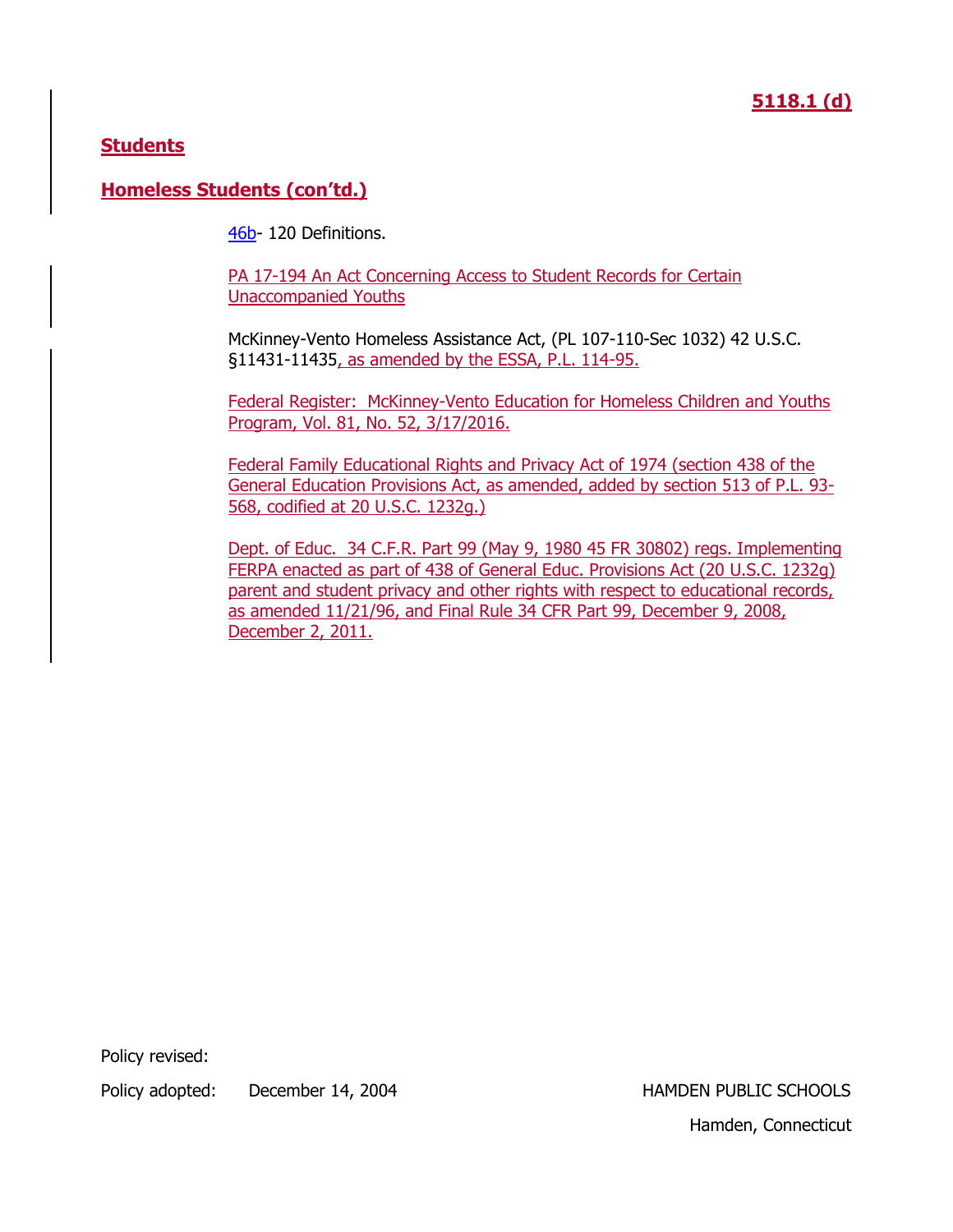**5118.1 (d)**

## Students

## Homeless Students (con'td.)

46b- 120 Definitions.

PA 17-194 An Act Concerning Access to Student Records for Certain Unaccompanied Youths

McKinney-Vento Homeless Assistance Act, (PL 107-110-Sec 1032) 42 U.S.C. §11431-11435, as amended by the ESSA, P.L. 114-95.

Federal Register: McKinney-Vento Education for Homeless Children and Youths Program, Vol. 81, No. 52, 3/17/2016.

Federal Family Educational Rights and Privacy Act of 1974 (section 438 of the General Education Provisions Act, as amended, added by section 513 of P.L. 93-568, codified at 20 U.S.C. 1232g.)

Dept. of Educ. 34 C.F.R. Part 99 (May 9, 1980 45 FR 30802) regs. Implementing FERPA enacted as part of 438 of General Educ. Provisions Act (20 U.S.C. 1232g) parent and student privacy and other rights with respect to educational records, as amended 11/21/96, and Final Rule 34 CFR Part 99, December 9, 2008, December 2, 2011.

Policy revised:

Policy adopted: December 14, 2004

HAMDEN PUBLIC SCHOOLS

Hamden, Connecticut